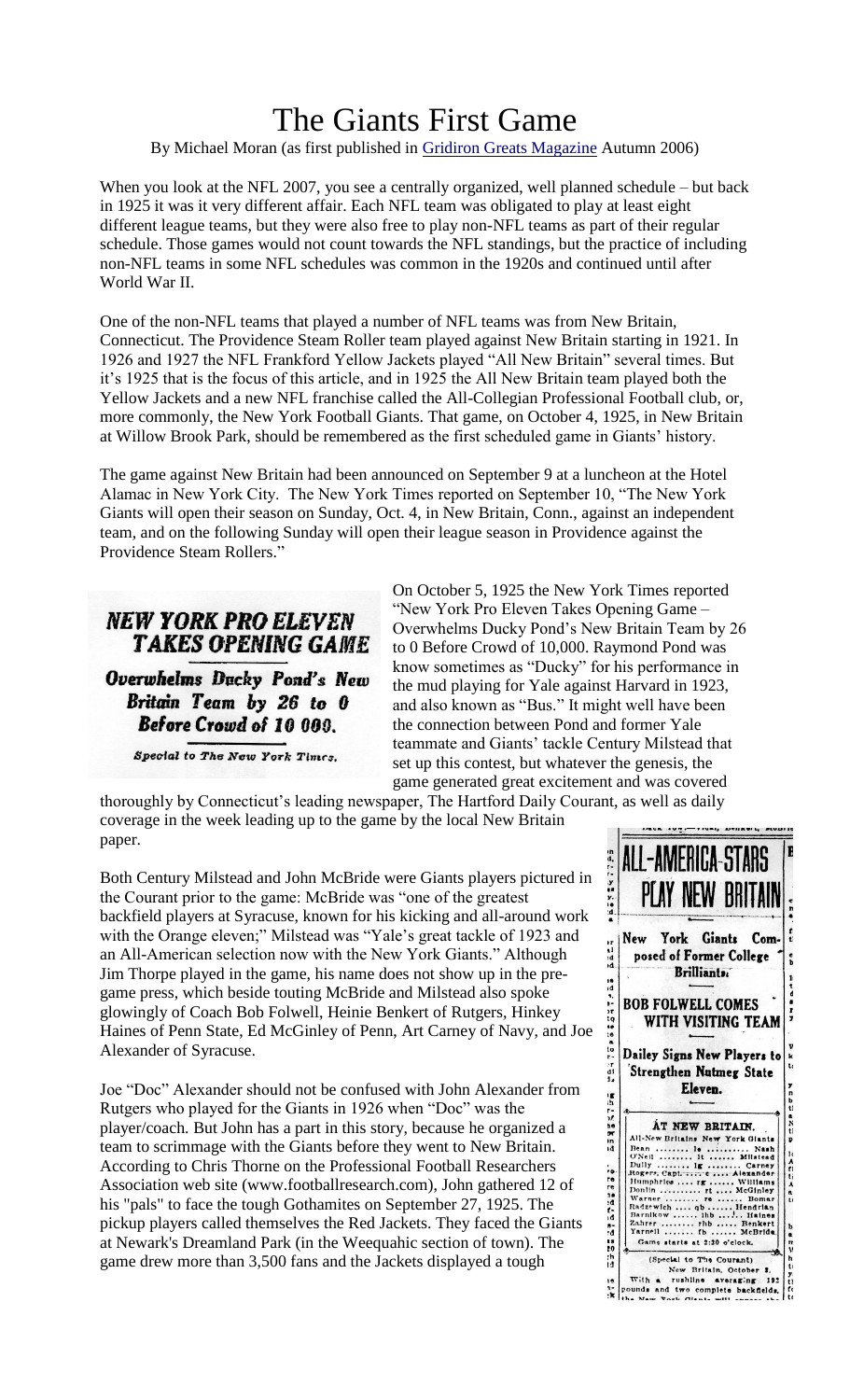# The Giants First Game

By Michael Moran (as first published in Gridiron Greats Magazine Autumn 2006)

When you look at the NFL 2007, you see a centrally organized, well planned schedule – but back in 1925 it was it very different affair. Each NFL team was obligated to play at least eight different league teams, but they were also free to play non-NFL teams as part of their regular schedule. Those games would not count towards the NFL standings, but the practice of including non-NFL teams in some NFL schedules was common in the 1920s and continued until after World War II.

One of the non-NFL teams that played a number of NFL teams was from New Britain, Connecticut. The Providence Steam Roller team played against New Britain starting in 1921. In 1926 and 1927 the NFL Frankford Yellow Jackets played "All New Britain" several times. But it's 1925 that is the focus of this article, and in 1925 the All New Britain team played both the Yellow Jackets and a new NFL franchise called the All-Collegian Professional Football club, or, more commonly, the New York Football Giants. That game, on October 4, 1925, in New Britain at Willow Brook Park, should be remembered as the first scheduled game in Giants' history.

The game against New Britain had been announced on September 9 at a luncheon at the Hotel Alamac in New York City. The New York Times reported on September 10, "The New York Giants will open their season on Sunday, Oct. 4, in New Britain, Conn., against an independent team, and on the following Sunday will open their league season in Providence against the Providence Steam Rollers."

**NEW YORK PRO ELEVEN TAKES OPENING GAME**

*Overwhelms Ducky Pond's New Britain Team by 26 to 0 Before Crowd of 10 000.*

*Special to The New York Times.*

On October 5, 1925 the New York Times reported "New York Pro Eleven Takes Opening Game – Overwhelms Ducky Pond's New Britain Team by 26 to 0 Before Crowd of 10,000. Raymond Pond was know sometimes as "Ducky" for his performance in the mud playing for Yale against Harvard in 1923, and also known as "Bus." It might well have been the connection between Pond and former Yale teammate and Giants' tackle Century Milstead that set up this contest, but whatever the genesis, the game generated great excitement and was covered thoroughly by Connecticut's leading newspaper, The Hartford Daily Courant, as well as daily coverage in the week leading up to the game by the local New Britain paper.

Both Century Milstead and John McBride were Giants players pictured in the Courant prior to the game: McBride was "one of the greatest backfield players at Syracuse, known for his kicking and all-around work with the Orange eleven;" Milstead was "Yale's great tackle of 1923 and an All-American selection now with the New York Giants." Although Jim Thorpe played in the game, his name does not show up in the pre-game press, which beside touting McBride and Milstead also spoke glowingly of Coach Bob Folwell, Heinie Benkert of Rutgers, Hinkey Haines of Penn State, Ed McGinley of Penn, Art Carney of Navy, and Joe Alexander of Syracuse.

**ALL-AMERICA STARS PLAY NEW BRITAIN**

**New York Giants Composed of Former College Brilliants.**

**BOB FOLWELL COMES WITH VISITING TEAM**

**Dailey Signs New Players to Strengthen Nutmeg State Eleven.**

**AT NEW BRITAIN.**

| All-New Britains | | New York Giants |
|---|---|---|
| Bean | le | Nash |
| O'Neil | lt | Milstead |
| Duffy | lg | Carney |
| Rogers, Capt. | c | Alexander |
| Humphries | rg | Williams |
| Donlin | rt | McGinley |
| Warner | re | Bomar |
| Radzewich | qb | Hendrian |
| Barnikow | lhb | Haines |
| Zahrer | rhb | Benkert |
| Yarnell | fb | McBride |

Game starts at 2:30 o'clock.

(Special to The Courant)
New Britain, October 3.
With a rushing line averaging 192 pounds and two complete backfields,

Joe "Doc" Alexander should not be confused with John Alexander from Rutgers who played for the Giants in 1926 when "Doc" was the player/coach. But John has a part in this story, because he organized a team to scrimmage with the Giants before they went to New Britain. According to Chris Thorne on the Professional Football Researchers Association web site (www.footballresearch.com), John gathered 12 of his "pals" to face the tough Gothamites on September 27, 1925. The pickup players called themselves the Red Jackets. They faced the Giants at Newark's Dreamland Park (in the Weequahic section of town). The game drew more than 3,500 fans and the Jackets displayed a tough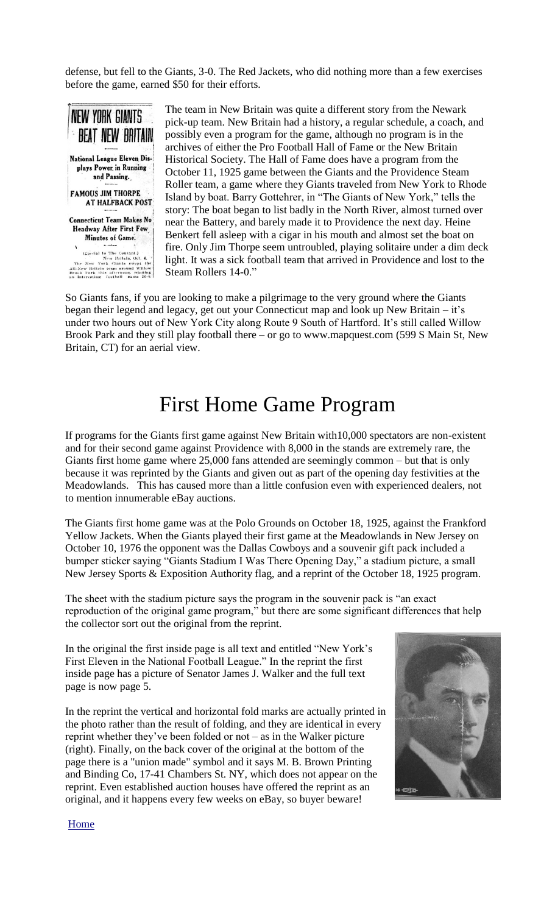defense, but fell to the Giants, 3-0. The Red Jackets, who did nothing more than a few exercises before the game, earned $50 for their efforts.

NEW YORK GIANTS BEAT NEW BRITAIN

National League Eleven Displays Power in Running and Passing.

FAMOUS JIM THORPE AT HALFBACK POST

Connecticut Team Makes No Headway After First Few Minutes of Game.

(Special to The Courant.) New Britain, Oct. 4. The New York Giants swept the All-New Britain team around Willow Brook Park this afternoon, winning an interesting football game 26-0.

The team in New Britain was quite a different story from the Newark pick-up team. New Britain had a history, a regular schedule, a coach, and possibly even a program for the game, although no program is in the archives of either the Pro Football Hall of Fame or the New Britain Historical Society. The Hall of Fame does have a program from the October 11, 1925 game between the Giants and the Providence Steam Roller team, a game where they Giants traveled from New York to Rhode Island by boat. Barry Gottehrer, in "The Giants of New York," tells the story: The boat began to list badly in the North River, almost turned over near the Battery, and barely made it to Providence the next day. Heine Benkert fell asleep with a cigar in his mouth and almost set the boat on fire. Only Jim Thorpe seem untroubled, playing solitaire under a dim deck light. It was a sick football team that arrived in Providence and lost to the Steam Rollers 14-0."

So Giants fans, if you are looking to make a pilgrimage to the very ground where the Giants began their legend and legacy, get out your Connecticut map and look up New Britain – it's under two hours out of New York City along Route 9 South of Hartford. It's still called Willow Brook Park and they still play football there – or go to www.mapquest.com (599 S Main St, New Britain, CT) for an aerial view.

# First Home Game Program

If programs for the Giants first game against New Britain with10,000 spectators are non-existent and for their second game against Providence with 8,000 in the stands are extremely rare, the Giants first home game where 25,000 fans attended are seemingly common – but that is only because it was reprinted by the Giants and given out as part of the opening day festivities at the Meadowlands. This has caused more than a little confusion even with experienced dealers, not to mention innumerable eBay auctions.

The Giants first home game was at the Polo Grounds on October 18, 1925, against the Frankford Yellow Jackets. When the Giants played their first game at the Meadowlands in New Jersey on October 10, 1976 the opponent was the Dallas Cowboys and a souvenir gift pack included a bumper sticker saying "Giants Stadium I Was There Opening Day," a stadium picture, a small New Jersey Sports & Exposition Authority flag, and a reprint of the October 18, 1925 program.

The sheet with the stadium picture says the program in the souvenir pack is "an exact reproduction of the original game program," but there are some significant differences that help the collector sort out the original from the reprint.

In the original the first inside page is all text and entitled "New York's First Eleven in the National Football League." In the reprint the first inside page has a picture of Senator James J. Walker and the full text page is now page 5.

In the reprint the vertical and horizontal fold marks are actually printed in the photo rather than the result of folding, and they are identical in every reprint whether they've been folded or not – as in the Walker picture (right). Finally, on the back cover of the original at the bottom of the page there is a "union made" symbol and it says M. B. Brown Printing and Binding Co, 17-41 Chambers St. NY, which does not appear on the reprint. Even established auction houses have offered the reprint as an original, and it happens every few weeks on eBay, so buyer beware!

Home